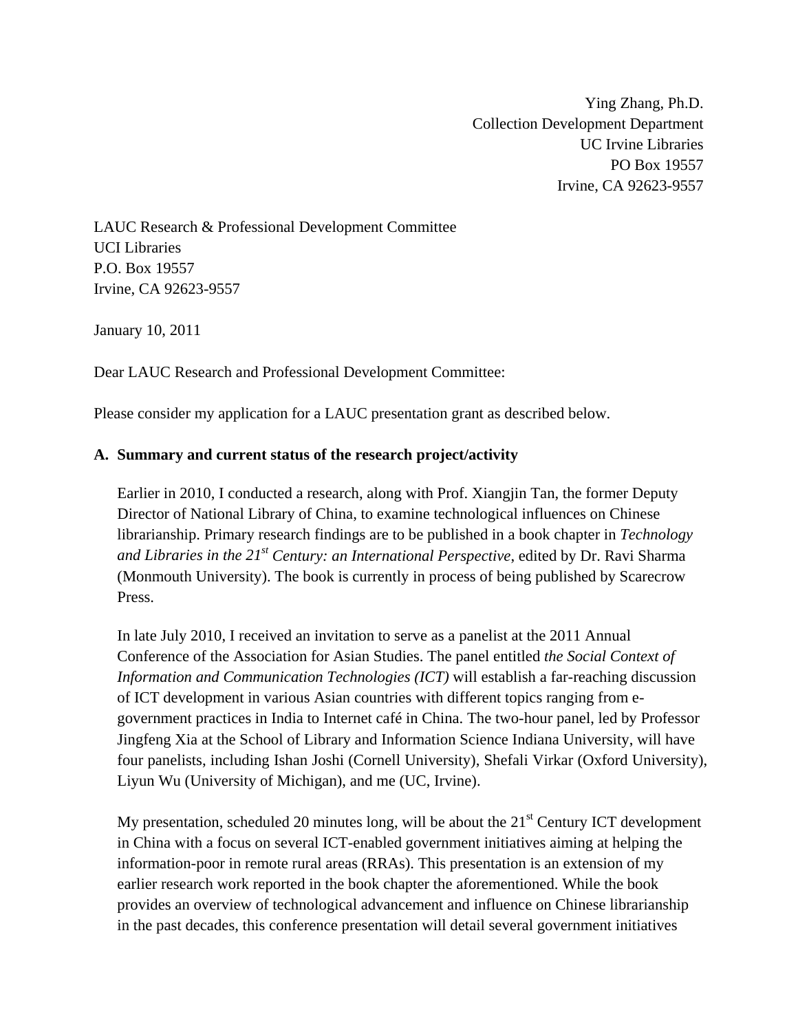Ying Zhang, Ph.D.
Collection Development Department
UC Irvine Libraries
PO Box 19557
Irvine, CA 92623-9557

LAUC Research & Professional Development Committee
UCI Libraries
P.O. Box 19557
Irvine, CA 92623-9557

January 10, 2011

Dear LAUC Research and Professional Development Committee:

Please consider my application for a LAUC presentation grant as described below.

**A. Summary and current status of the research project/activity**

Earlier in 2010, I conducted a research, along with Prof. Xiangjin Tan, the former Deputy Director of National Library of China, to examine technological influences on Chinese librarianship. Primary research findings are to be published in a book chapter in *Technology and Libraries in the 21st Century: an International Perspective*, edited by Dr. Ravi Sharma (Monmouth University). The book is currently in process of being published by Scarecrow Press.

In late July 2010, I received an invitation to serve as a panelist at the 2011 Annual Conference of the Association for Asian Studies. The panel entitled *the Social Context of Information and Communication Technologies (ICT)* will establish a far-reaching discussion of ICT development in various Asian countries with different topics ranging from e-government practices in India to Internet café in China. The two-hour panel, led by Professor Jingfeng Xia at the School of Library and Information Science Indiana University, will have four panelists, including Ishan Joshi (Cornell University), Shefali Virkar (Oxford University), Liyun Wu (University of Michigan), and me (UC, Irvine).

My presentation, scheduled 20 minutes long, will be about the 21st Century ICT development in China with a focus on several ICT-enabled government initiatives aiming at helping the information-poor in remote rural areas (RRAs). This presentation is an extension of my earlier research work reported in the book chapter the aforementioned. While the book provides an overview of technological advancement and influence on Chinese librarianship in the past decades, this conference presentation will detail several government initiatives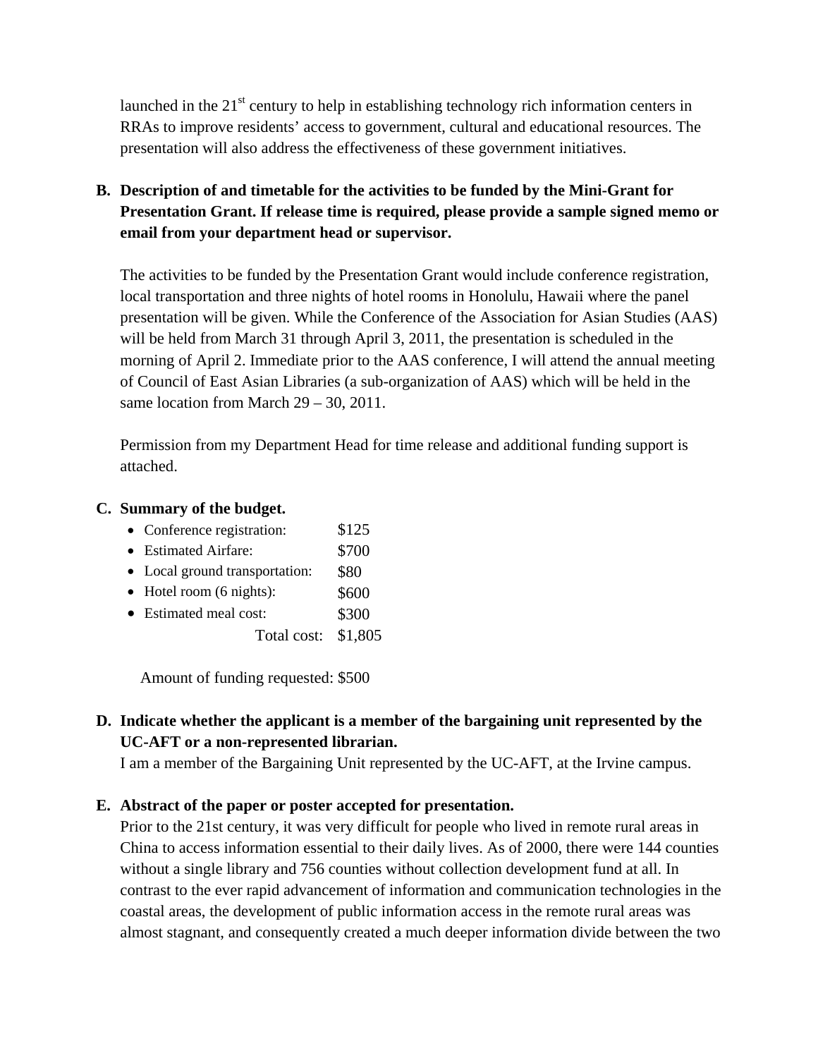launched in the 21st century to help in establishing technology rich information centers in RRAs to improve residents' access to government, cultural and educational resources. The presentation will also address the effectiveness of these government initiatives.

**B. Description of and timetable for the activities to be funded by the Mini-Grant for Presentation Grant. If release time is required, please provide a sample signed memo or email from your department head or supervisor.**

The activities to be funded by the Presentation Grant would include conference registration, local transportation and three nights of hotel rooms in Honolulu, Hawaii where the panel presentation will be given. While the Conference of the Association for Asian Studies (AAS) will be held from March 31 through April 3, 2011, the presentation is scheduled in the morning of April 2. Immediate prior to the AAS conference, I will attend the annual meeting of Council of East Asian Libraries (a sub-organization of AAS) which will be held in the same location from March 29 – 30, 2011.

Permission from my Department Head for time release and additional funding support is attached.

**C. Summary of the budget.**

- Conference registration: $125
- Estimated Airfare: $700
- Local ground transportation: $80
- Hotel room (6 nights): $600
- Estimated meal cost: $300

Total cost: $1,805

Amount of funding requested: $500

**D. Indicate whether the applicant is a member of the bargaining unit represented by the UC-AFT or a non-represented librarian.**

I am a member of the Bargaining Unit represented by the UC-AFT, at the Irvine campus.

**E. Abstract of the paper or poster accepted for presentation.**

Prior to the 21st century, it was very difficult for people who lived in remote rural areas in China to access information essential to their daily lives. As of 2000, there were 144 counties without a single library and 756 counties without collection development fund at all. In contrast to the ever rapid advancement of information and communication technologies in the coastal areas, the development of public information access in the remote rural areas was almost stagnant, and consequently created a much deeper information divide between the two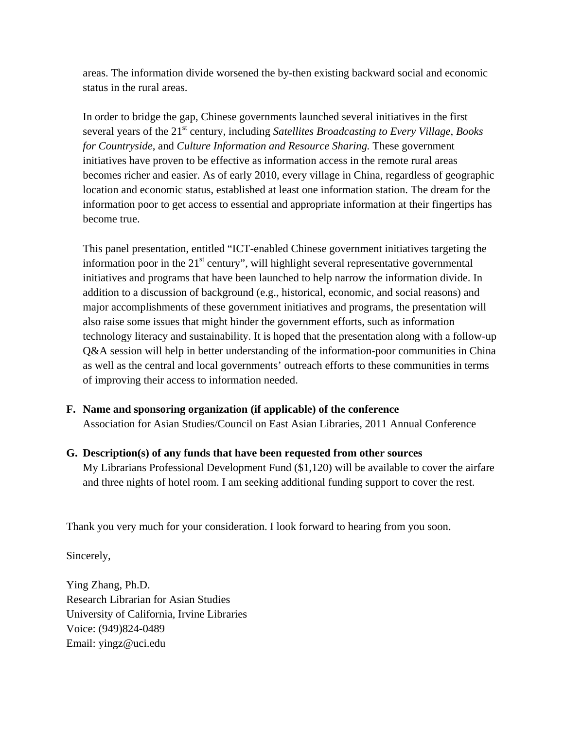areas. The information divide worsened the by-then existing backward social and economic status in the rural areas.

In order to bridge the gap, Chinese governments launched several initiatives in the first several years of the 21st century, including *Satellites Broadcasting to Every Village*, *Books for Countryside*, and *Culture Information and Resource Sharing.* These government initiatives have proven to be effective as information access in the remote rural areas becomes richer and easier. As of early 2010, every village in China, regardless of geographic location and economic status, established at least one information station. The dream for the information poor to get access to essential and appropriate information at their fingertips has become true.

This panel presentation, entitled "ICT-enabled Chinese government initiatives targeting the information poor in the 21st century", will highlight several representative governmental initiatives and programs that have been launched to help narrow the information divide. In addition to a discussion of background (e.g., historical, economic, and social reasons) and major accomplishments of these government initiatives and programs, the presentation will also raise some issues that might hinder the government efforts, such as information technology literacy and sustainability. It is hoped that the presentation along with a follow-up Q&A session will help in better understanding of the information-poor communities in China as well as the central and local governments' outreach efforts to these communities in terms of improving their access to information needed.

**F. Name and sponsoring organization (if applicable) of the conference**

Association for Asian Studies/Council on East Asian Libraries, 2011 Annual Conference

**G. Description(s) of any funds that have been requested from other sources**

My Librarians Professional Development Fund ($1,120) will be available to cover the airfare and three nights of hotel room. I am seeking additional funding support to cover the rest.

Thank you very much for your consideration. I look forward to hearing from you soon.

Sincerely,

Ying Zhang, Ph.D.
Research Librarian for Asian Studies
University of California, Irvine Libraries
Voice: (949)824-0489
Email: yingz@uci.edu